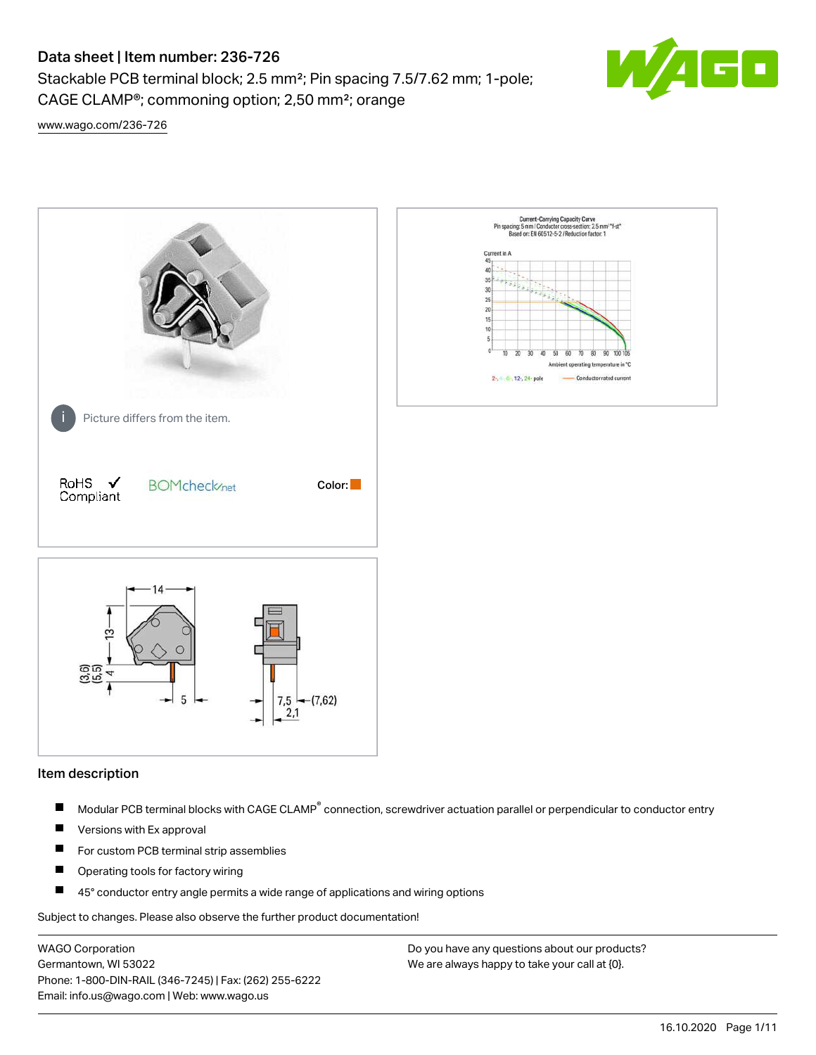# Data sheet | Item number: 236-726

Stackable PCB terminal block; 2.5 mm²; Pin spacing 7.5/7.62 mm; 1-pole; CAGE CLAMP®; commoning option; 2,50 mm²; orange

www.wago.com/236-726

Picture differs from the item.

RoHS ✓ Compliant

BOMcheck.net

Color:

## Item description

- Modular PCB terminal blocks with CAGE CLAMP® connection, screwdriver actuation parallel or perpendicular to conductor entry
- Versions with Ex approval
- For custom PCB terminal strip assemblies
- Operating tools for factory wiring
- 45° conductor entry angle permits a wide range of applications and wiring options

Subject to changes. Please also observe the further product documentation!

WAGO Corporation
Germantown, WI 53022
Phone: 1-800-DIN-RAIL (346-7245) | Fax: (262) 255-6222
Email: info.us@wago.com | Web: www.wago.us

Do you have any questions about our products?
We are always happy to take your call at {0}.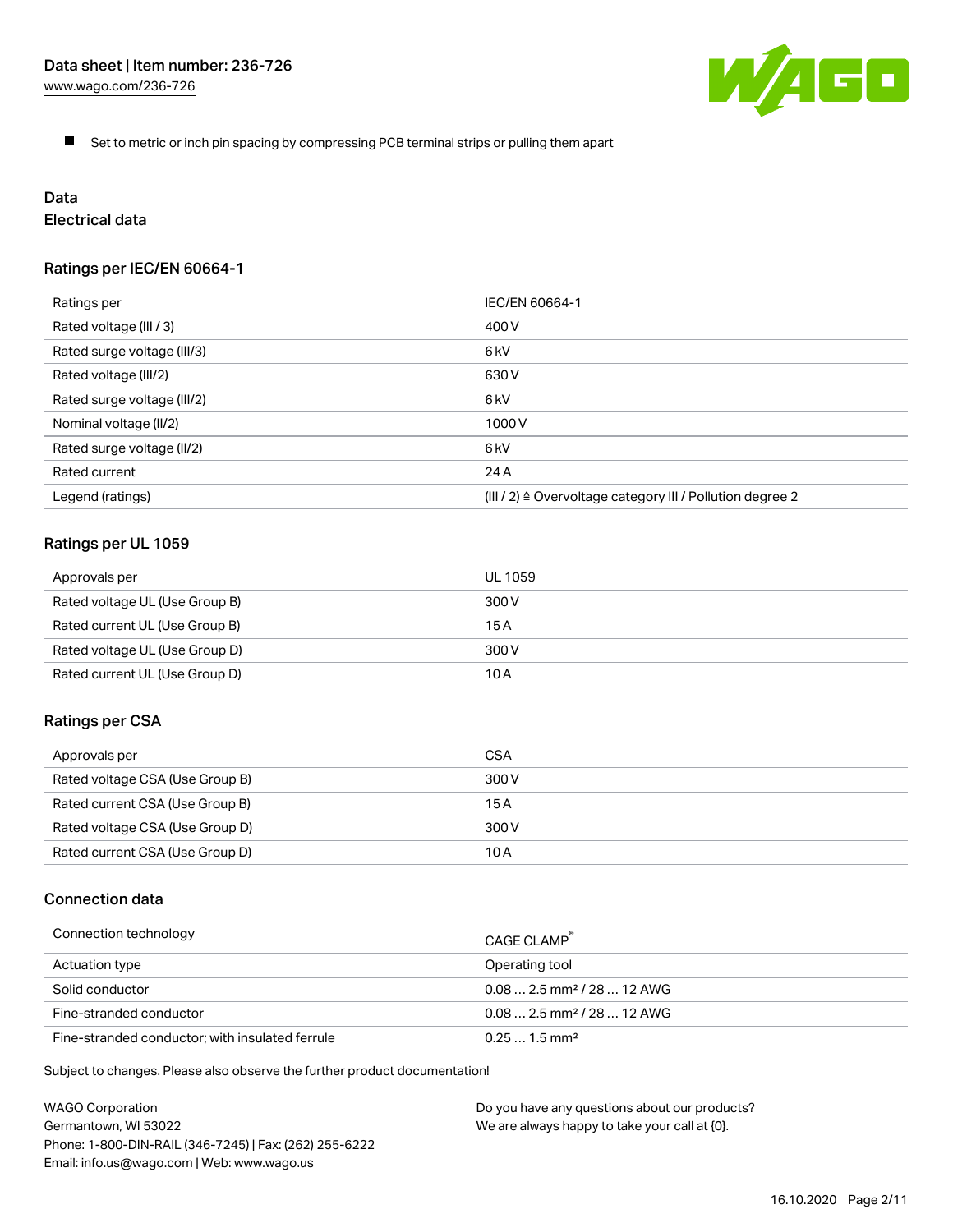- Set to metric or inch pin spacing by compressing PCB terminal strips or pulling them apart

## Data

### Electrical data

#### Ratings per IEC/EN 60664-1

| Ratings per | IEC/EN 60664-1 |
| --- | --- |
| Rated voltage (III / 3) | 400 V |
| Rated surge voltage (III/3) | 6 kV |
| Rated voltage (III/2) | 630 V |
| Rated surge voltage (III/2) | 6 kV |
| Nominal voltage (II/2) | 1000 V |
| Rated surge voltage (II/2) | 6 kV |
| Rated current | 24 A |
| Legend (ratings) | (III / 2) ≙ Overvoltage category III / Pollution degree 2 |

#### Ratings per UL 1059

| Approvals per | UL 1059 |
| --- | --- |
| Rated voltage UL (Use Group B) | 300 V |
| Rated current UL (Use Group B) | 15 A |
| Rated voltage UL (Use Group D) | 300 V |
| Rated current UL (Use Group D) | 10 A |

#### Ratings per CSA

| Approvals per | CSA |
| --- | --- |
| Rated voltage CSA (Use Group B) | 300 V |
| Rated current CSA (Use Group B) | 15 A |
| Rated voltage CSA (Use Group D) | 300 V |
| Rated current CSA (Use Group D) | 10 A |

### Connection data

| Connection technology | CAGE CLAMP® |
| --- | --- |
| Actuation type | Operating tool |
| Solid conductor | 0.08 … 2.5 mm² / 28 … 12 AWG |
| Fine-stranded conductor | 0.08 … 2.5 mm² / 28 … 12 AWG |
| Fine-stranded conductor; with insulated ferrule | 0.25 … 1.5 mm² |

Subject to changes. Please also observe the further product documentation!

WAGO Corporation
Germantown, WI 53022
Phone: 1-800-DIN-RAIL (346-7245) | Fax: (262) 255-6222
Email: info.us@wago.com | Web: www.wago.us

Do you have any questions about our products?
We are always happy to take your call at {0}.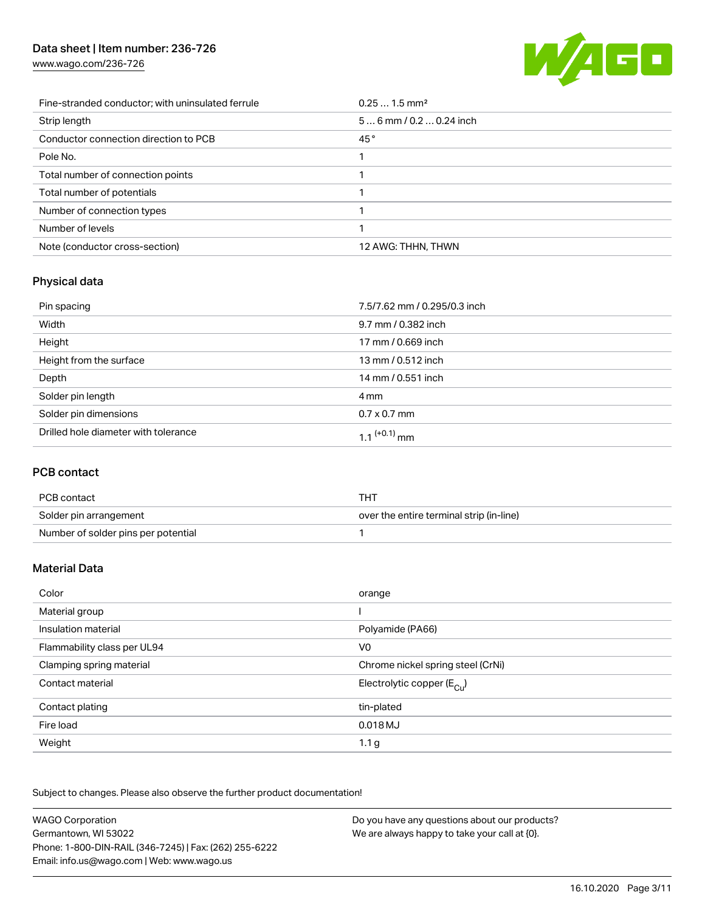| | |
|---|---|
| Fine-stranded conductor; with uninsulated ferrule | 0.25 … 1.5 mm² |
| Strip length | 5 … 6 mm / 0.2 … 0.24 inch |
| Conductor connection direction to PCB | 45 ° |
| Pole No. | 1 |
| Total number of connection points | 1 |
| Total number of potentials | 1 |
| Number of connection types | 1 |
| Number of levels | 1 |
| Note (conductor cross-section) | 12 AWG: THHN, THWN |

## Physical data

| | |
|---|---|
| Pin spacing | 7.5/7.62 mm / 0.295/0.3 inch |
| Width | 9.7 mm / 0.382 inch |
| Height | 17 mm / 0.669 inch |
| Height from the surface | 13 mm / 0.512 inch |
| Depth | 14 mm / 0.551 inch |
| Solder pin length | 4 mm |
| Solder pin dimensions | 0.7 x 0.7 mm |
| Drilled hole diameter with tolerance | $1.1^{(+0.1)}$ mm |

## PCB contact

| | |
|---|---|
| PCB contact | THT |
| Solder pin arrangement | over the entire terminal strip (in-line) |
| Number of solder pins per potential | 1 |

## Material Data

| | |
|---|---|
| Color | orange |
| Material group | I |
| Insulation material | Polyamide (PA66) |
| Flammability class per UL94 | V0 |
| Clamping spring material | Chrome nickel spring steel (CrNi) |
| Contact material | Electrolytic copper ($E_{Cu}$) |
| Contact plating | tin-plated |
| Fire load | 0.018 MJ |
| Weight | 1.1 g |

Subject to changes. Please also observe the further product documentation!

WAGO Corporation
Germantown, WI 53022
Phone: 1-800-DIN-RAIL (346-7245) | Fax: (262) 255-6222
Email: info.us@wago.com | Web: www.wago.us

Do you have any questions about our products?
We are always happy to take your call at {0}.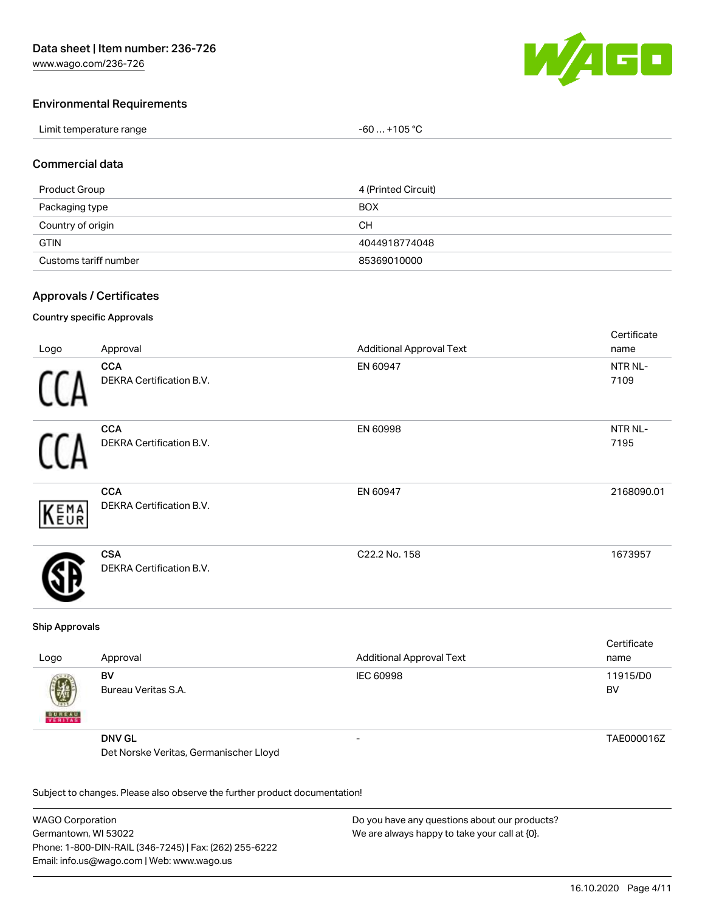## Environmental Requirements

| Limit temperature range | -60 … +105 °C |
| --- | --- |

## Commercial data

| Product Group | 4 (Printed Circuit) |
| --- | --- |
| Packaging type | BOX |
| Country of origin | CH |
| GTIN | 4044918774048 |
| Customs tariff number | 85369010000 |

## Approvals / Certificates

### Country specific Approvals

| Logo | Approval | Additional Approval Text | Certificate name |
| --- | --- | --- | --- |
| | **CCA** DEKRA Certification B.V. | EN 60947 | NTR NL-7109 |
| | **CCA** DEKRA Certification B.V. | EN 60998 | NTR NL-7195 |
| | **CCA** DEKRA Certification B.V. | EN 60947 | 2168090.01 |
| | **CSA** DEKRA Certification B.V. | C22.2 No. 158 | 1673957 |

### Ship Approvals

| Logo | Approval | Additional Approval Text | Certificate name |
| --- | --- | --- | --- |
| | **BV** Bureau Veritas S.A. | IEC 60998 | 11915/D0 BV |
| | **DNV GL** Det Norske Veritas, Germanischer Lloyd | - | TAE000016Z |

Subject to changes. Please also observe the further product documentation!

WAGO Corporation
Germantown, WI 53022
Phone: 1-800-DIN-RAIL (346-7245) | Fax: (262) 255-6222
Email: info.us@wago.com | Web: www.wago.us

Do you have any questions about our products?
We are always happy to take your call at {0}.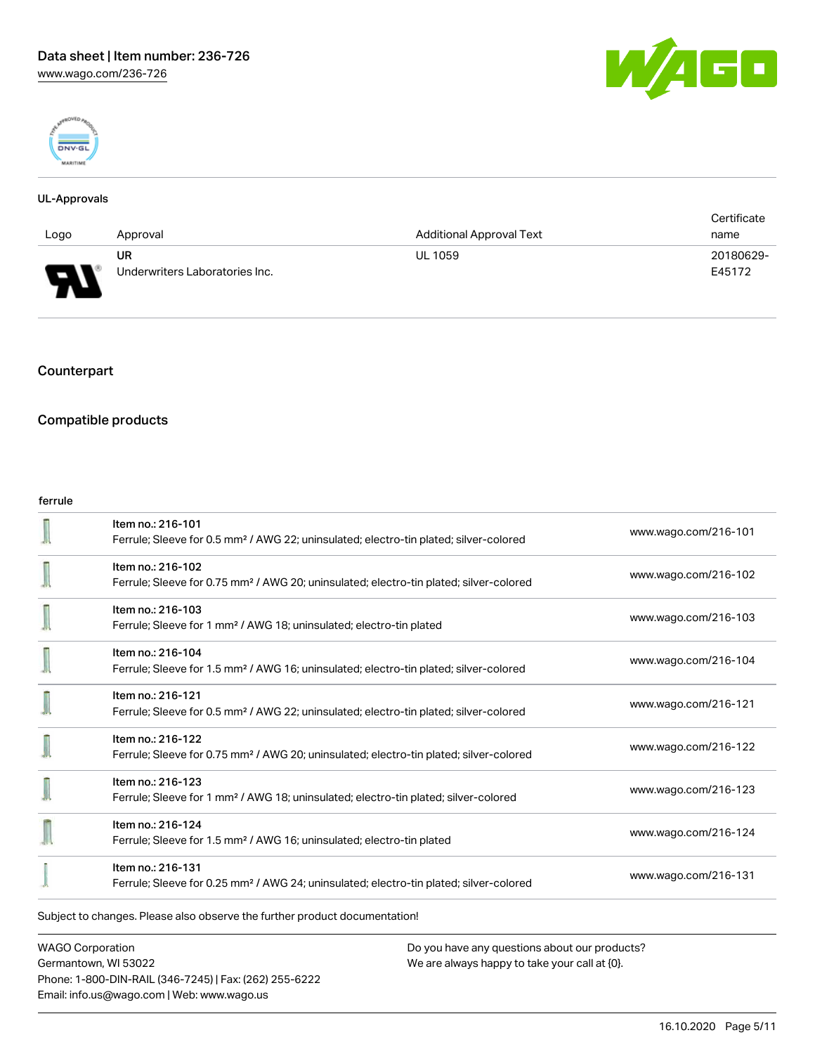### UL-Approvals

| Logo | Approval | Additional Approval Text | Certificate name |
|---|---|---|---|
| | UR Underwriters Laboratories Inc. | UL 1059 | 20180629-E45172 |

## Counterpart

## Compatible products

ferrule

| | | |
|---|---|---|
| | Item no.: 216-101<br>Ferrule; Sleeve for 0.5 mm² / AWG 22; uninsulated; electro-tin plated; silver-colored | www.wago.com/216-101 |
| | Item no.: 216-102<br>Ferrule; Sleeve for 0.75 mm² / AWG 20; uninsulated; electro-tin plated; silver-colored | www.wago.com/216-102 |
| | Item no.: 216-103<br>Ferrule; Sleeve for 1 mm² / AWG 18; uninsulated; electro-tin plated | www.wago.com/216-103 |
| | Item no.: 216-104<br>Ferrule; Sleeve for 1.5 mm² / AWG 16; uninsulated; electro-tin plated; silver-colored | www.wago.com/216-104 |
| | Item no.: 216-121<br>Ferrule; Sleeve for 0.5 mm² / AWG 22; uninsulated; electro-tin plated; silver-colored | www.wago.com/216-121 |
| | Item no.: 216-122<br>Ferrule; Sleeve for 0.75 mm² / AWG 20; uninsulated; electro-tin plated; silver-colored | www.wago.com/216-122 |
| | Item no.: 216-123<br>Ferrule; Sleeve for 1 mm² / AWG 18; uninsulated; electro-tin plated; silver-colored | www.wago.com/216-123 |
| | Item no.: 216-124<br>Ferrule; Sleeve for 1.5 mm² / AWG 16; uninsulated; electro-tin plated | www.wago.com/216-124 |
| | Item no.: 216-131<br>Ferrule; Sleeve for 0.25 mm² / AWG 24; uninsulated; electro-tin plated; silver-colored | www.wago.com/216-131 |

Subject to changes. Please also observe the further product documentation!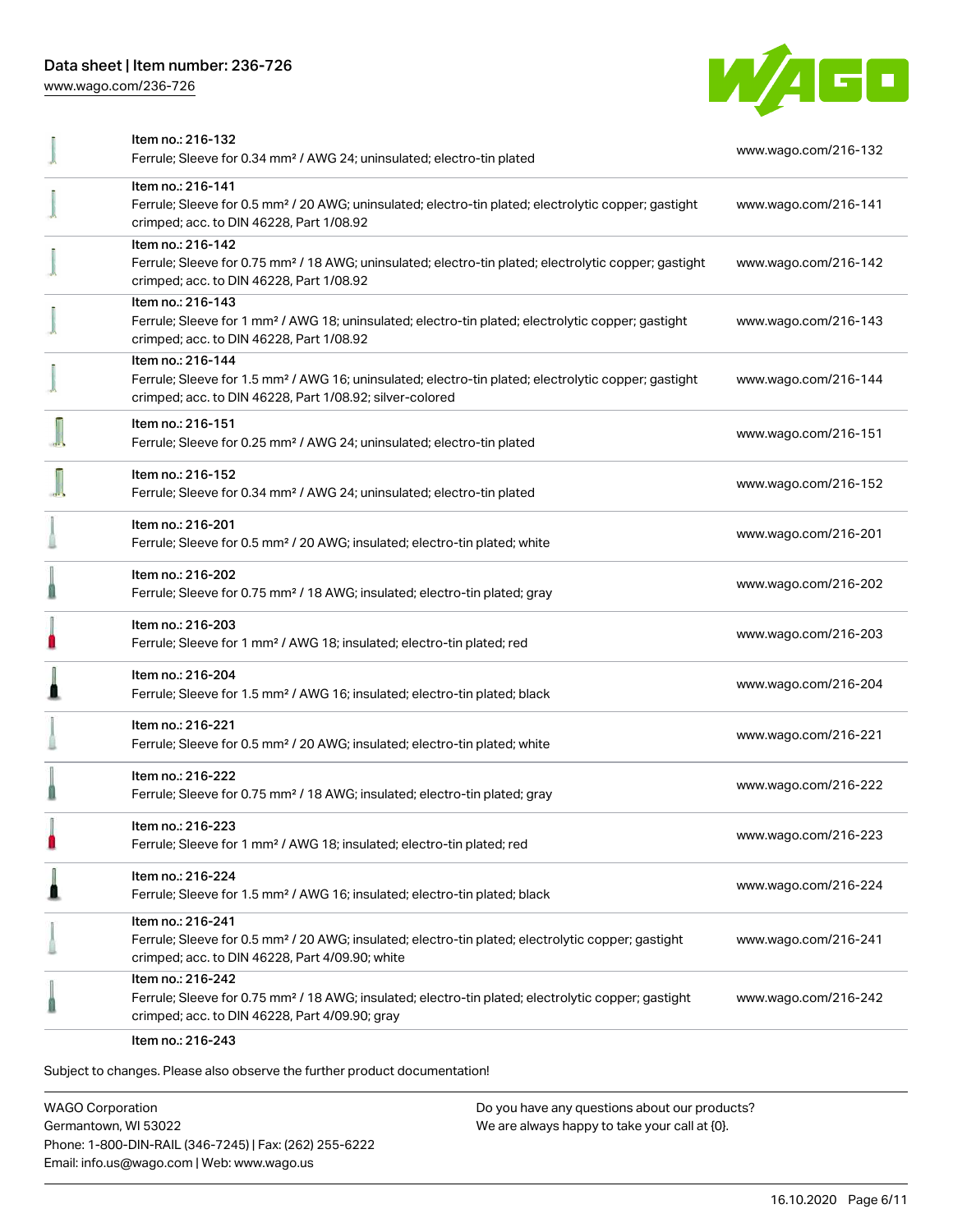| | | |
|---|---|---|
| | Item no.: 216-132<br>Ferrule; Sleeve for 0.34 mm² / AWG 24; uninsulated; electro-tin plated | www.wago.com/216-132 |
| | Item no.: 216-141<br>Ferrule; Sleeve for 0.5 mm² / 20 AWG; uninsulated; electro-tin plated; electrolytic copper; gastight crimped; acc. to DIN 46228, Part 1/08.92 | www.wago.com/216-141 |
| | Item no.: 216-142<br>Ferrule; Sleeve for 0.75 mm² / 18 AWG; uninsulated; electro-tin plated; electrolytic copper; gastight crimped; acc. to DIN 46228, Part 1/08.92 | www.wago.com/216-142 |
| | Item no.: 216-143<br>Ferrule; Sleeve for 1 mm² / AWG 18; uninsulated; electro-tin plated; electrolytic copper; gastight crimped; acc. to DIN 46228, Part 1/08.92 | www.wago.com/216-143 |
| | Item no.: 216-144<br>Ferrule; Sleeve for 1.5 mm² / AWG 16; uninsulated; electro-tin plated; electrolytic copper; gastight crimped; acc. to DIN 46228, Part 1/08.92; silver-colored | www.wago.com/216-144 |
| | Item no.: 216-151<br>Ferrule; Sleeve for 0.25 mm² / AWG 24; uninsulated; electro-tin plated | www.wago.com/216-151 |
| | Item no.: 216-152<br>Ferrule; Sleeve for 0.34 mm² / AWG 24; uninsulated; electro-tin plated | www.wago.com/216-152 |
| | Item no.: 216-201<br>Ferrule; Sleeve for 0.5 mm² / 20 AWG; insulated; electro-tin plated; white | www.wago.com/216-201 |
| | Item no.: 216-202<br>Ferrule; Sleeve for 0.75 mm² / 18 AWG; insulated; electro-tin plated; gray | www.wago.com/216-202 |
| | Item no.: 216-203<br>Ferrule; Sleeve for 1 mm² / AWG 18; insulated; electro-tin plated; red | www.wago.com/216-203 |
| | Item no.: 216-204<br>Ferrule; Sleeve for 1.5 mm² / AWG 16; insulated; electro-tin plated; black | www.wago.com/216-204 |
| | Item no.: 216-221<br>Ferrule; Sleeve for 0.5 mm² / 20 AWG; insulated; electro-tin plated; white | www.wago.com/216-221 |
| | Item no.: 216-222<br>Ferrule; Sleeve for 0.75 mm² / 18 AWG; insulated; electro-tin plated; gray | www.wago.com/216-222 |
| | Item no.: 216-223<br>Ferrule; Sleeve for 1 mm² / AWG 18; insulated; electro-tin plated; red | www.wago.com/216-223 |
| | Item no.: 216-224<br>Ferrule; Sleeve for 1.5 mm² / AWG 16; insulated; electro-tin plated; black | www.wago.com/216-224 |
| | Item no.: 216-241<br>Ferrule; Sleeve for 0.5 mm² / 20 AWG; insulated; electro-tin plated; electrolytic copper; gastight crimped; acc. to DIN 46228, Part 4/09.90; white | www.wago.com/216-241 |
| | Item no.: 216-242<br>Ferrule; Sleeve for 0.75 mm² / 18 AWG; insulated; electro-tin plated; electrolytic copper; gastight crimped; acc. to DIN 46228, Part 4/09.90; gray | www.wago.com/216-242 |
| | Item no.: 216-243 | |

Subject to changes. Please also observe the further product documentation!

WAGO Corporation
Germantown, WI 53022
Phone: 1-800-DIN-RAIL (346-7245) | Fax: (262) 255-6222
Email: info.us@wago.com | Web: www.wago.us

Do you have any questions about our products?
We are always happy to take your call at {0}.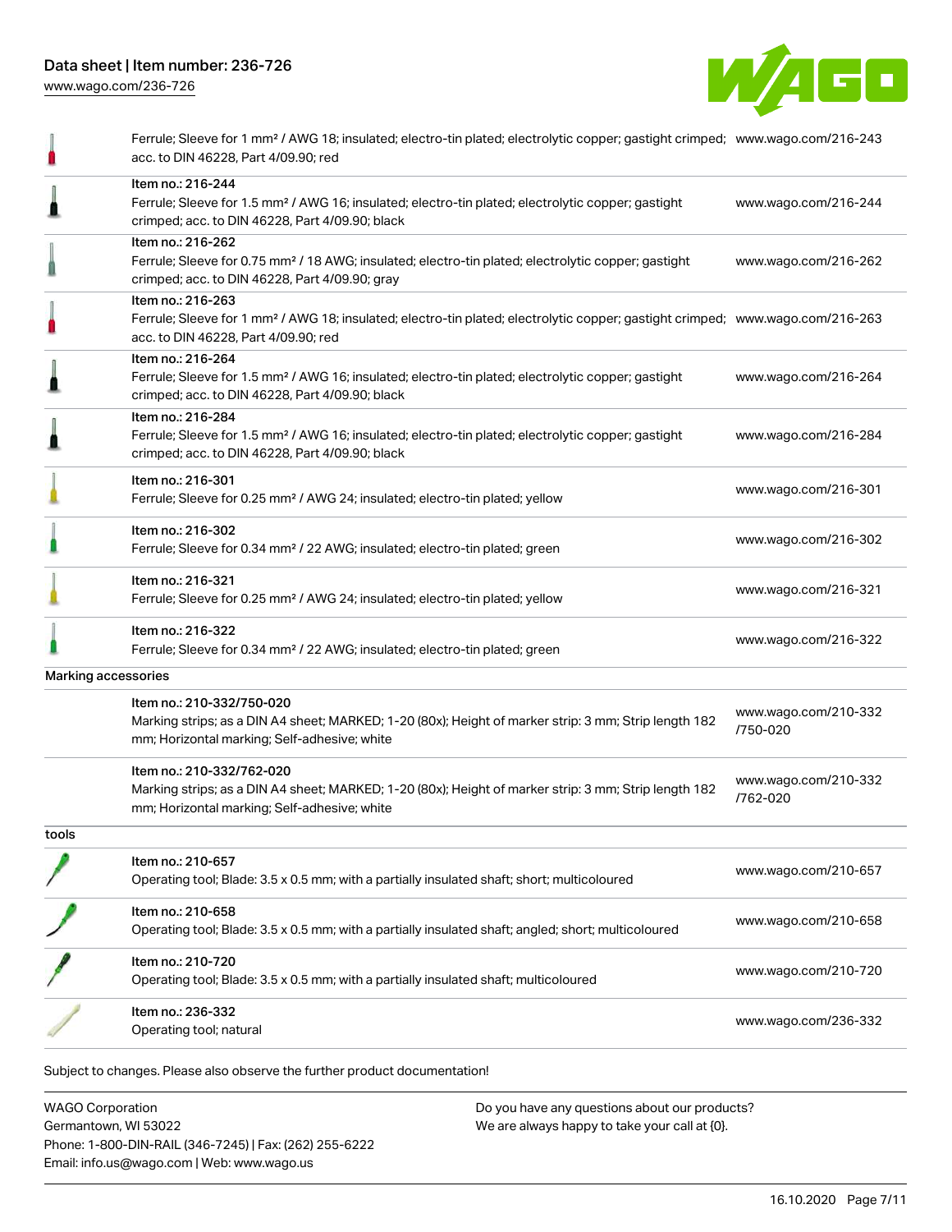| | | |
|---|---|---|
| | Ferrule; Sleeve for 1 mm² / AWG 18; insulated; electro-tin plated; electrolytic copper; gastight crimped; acc. to DIN 46228, Part 4/09.90; red | www.wago.com/216-243 |
| | Item no.: 216-244<br>Ferrule; Sleeve for 1.5 mm² / AWG 16; insulated; electro-tin plated; electrolytic copper; gastight crimped; acc. to DIN 46228, Part 4/09.90; black | www.wago.com/216-244 |
| | Item no.: 216-262<br>Ferrule; Sleeve for 0.75 mm² / 18 AWG; insulated; electro-tin plated; electrolytic copper; gastight crimped; acc. to DIN 46228, Part 4/09.90; gray | www.wago.com/216-262 |
| | Item no.: 216-263<br>Ferrule; Sleeve for 1 mm² / AWG 18; insulated; electro-tin plated; electrolytic copper; gastight crimped; acc. to DIN 46228, Part 4/09.90; red | www.wago.com/216-263 |
| | Item no.: 216-264<br>Ferrule; Sleeve for 1.5 mm² / AWG 16; insulated; electro-tin plated; electrolytic copper; gastight crimped; acc. to DIN 46228, Part 4/09.90; black | www.wago.com/216-264 |
| | Item no.: 216-284<br>Ferrule; Sleeve for 1.5 mm² / AWG 16; insulated; electro-tin plated; electrolytic copper; gastight crimped; acc. to DIN 46228, Part 4/09.90; black | www.wago.com/216-284 |
| | Item no.: 216-301<br>Ferrule; Sleeve for 0.25 mm² / AWG 24; insulated; electro-tin plated; yellow | www.wago.com/216-301 |
| | Item no.: 216-302<br>Ferrule; Sleeve for 0.34 mm² / 22 AWG; insulated; electro-tin plated; green | www.wago.com/216-302 |
| | Item no.: 216-321<br>Ferrule; Sleeve for 0.25 mm² / AWG 24; insulated; electro-tin plated; yellow | www.wago.com/216-321 |
| | Item no.: 216-322<br>Ferrule; Sleeve for 0.34 mm² / 22 AWG; insulated; electro-tin plated; green | www.wago.com/216-322 |
| Marking accessories | | |
| | Item no.: 210-332/750-020<br>Marking strips; as a DIN A4 sheet; MARKED; 1-20 (80x); Height of marker strip: 3 mm; Strip length 182 mm; Horizontal marking; Self-adhesive; white | www.wago.com/210-332/750-020 |
| | Item no.: 210-332/762-020<br>Marking strips; as a DIN A4 sheet; MARKED; 1-20 (80x); Height of marker strip: 3 mm; Strip length 182 mm; Horizontal marking; Self-adhesive; white | www.wago.com/210-332/762-020 |
| tools | | |
| | Item no.: 210-657<br>Operating tool; Blade: 3.5 x 0.5 mm; with a partially insulated shaft; short; multicoloured | www.wago.com/210-657 |
| | Item no.: 210-658<br>Operating tool; Blade: 3.5 x 0.5 mm; with a partially insulated shaft; angled; short; multicoloured | www.wago.com/210-658 |
| | Item no.: 210-720<br>Operating tool; Blade: 3.5 x 0.5 mm; with a partially insulated shaft; multicoloured | www.wago.com/210-720 |
| | Item no.: 236-332<br>Operating tool; natural | www.wago.com/236-332 |

Subject to changes. Please also observe the further product documentation!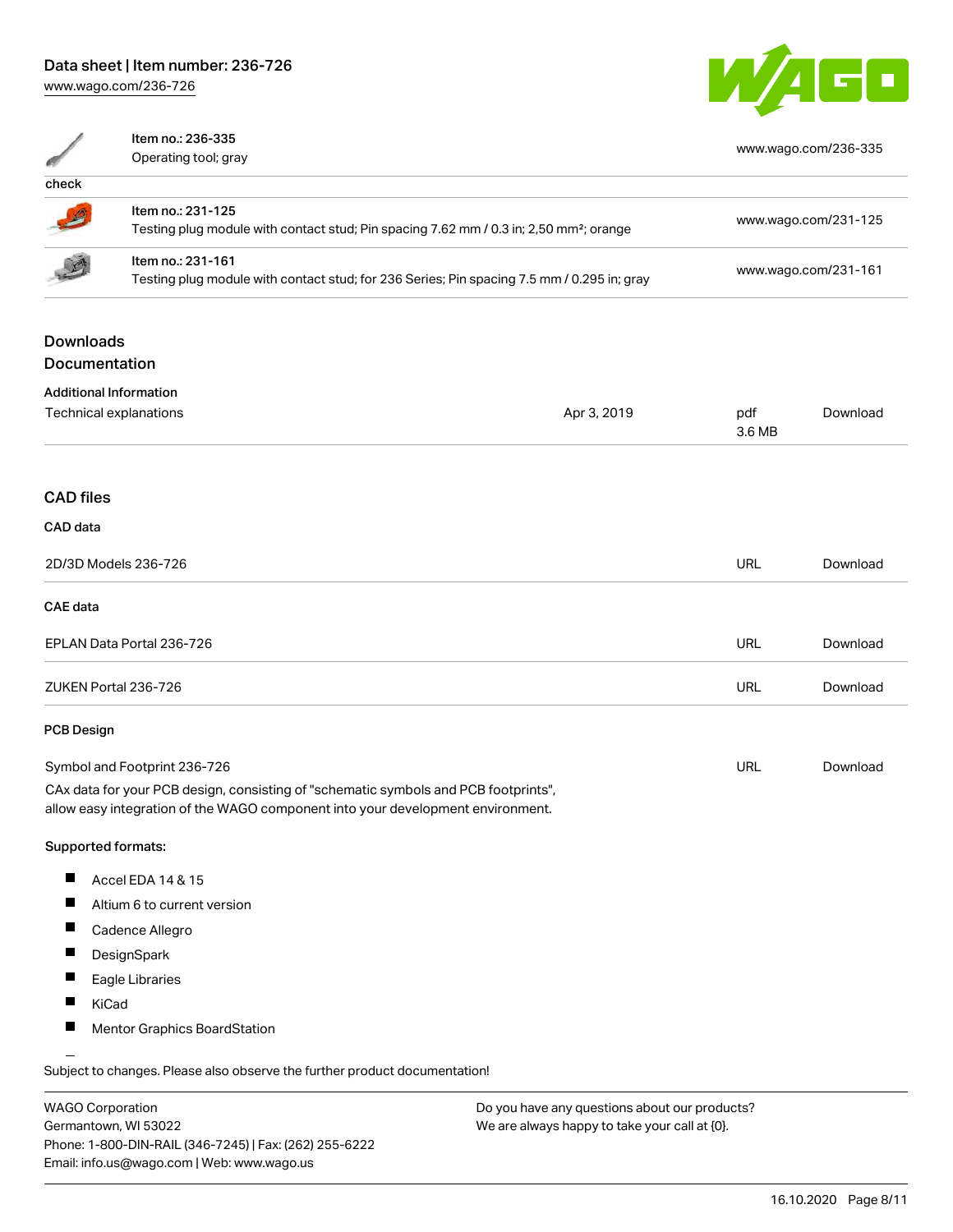| | | |
|---|---|---|
| | Item no.: 236-335<br>Operating tool; gray | www.wago.com/236-335 |
| **check** | | |
| | Item no.: 231-125<br>Testing plug module with contact stud; Pin spacing 7.62 mm / 0.3 in; 2,50 mm²; orange | www.wago.com/231-125 |
| | Item no.: 231-161<br>Testing plug module with contact stud; for 236 Series; Pin spacing 7.5 mm / 0.295 in; gray | www.wago.com/231-161 |

## Downloads

### Documentation

**Additional Information**

| | | | |
|---|---|---|---|
| Technical explanations | Apr 3, 2019 | pdf<br>3.6 MB | Download |

### CAD files

**CAD data**

| | | |
|---|---|---|
| 2D/3D Models 236-726 | URL | Download |

**CAE data**

| | | |
|---|---|---|
| EPLAN Data Portal 236-726 | URL | Download |
| ZUKEN Portal 236-726 | URL | Download |

**PCB Design**

| | | |
|---|---|---|
| Symbol and Footprint 236-726 | URL | Download |

CAx data for your PCB design, consisting of "schematic symbols and PCB footprints", allow easy integration of the WAGO component into your development environment.

**Supported formats:**

- Accel EDA 14 & 15
- Altium 6 to current version
- Cadence Allegro
- DesignSpark
- Eagle Libraries
- KiCad
- Mentor Graphics BoardStation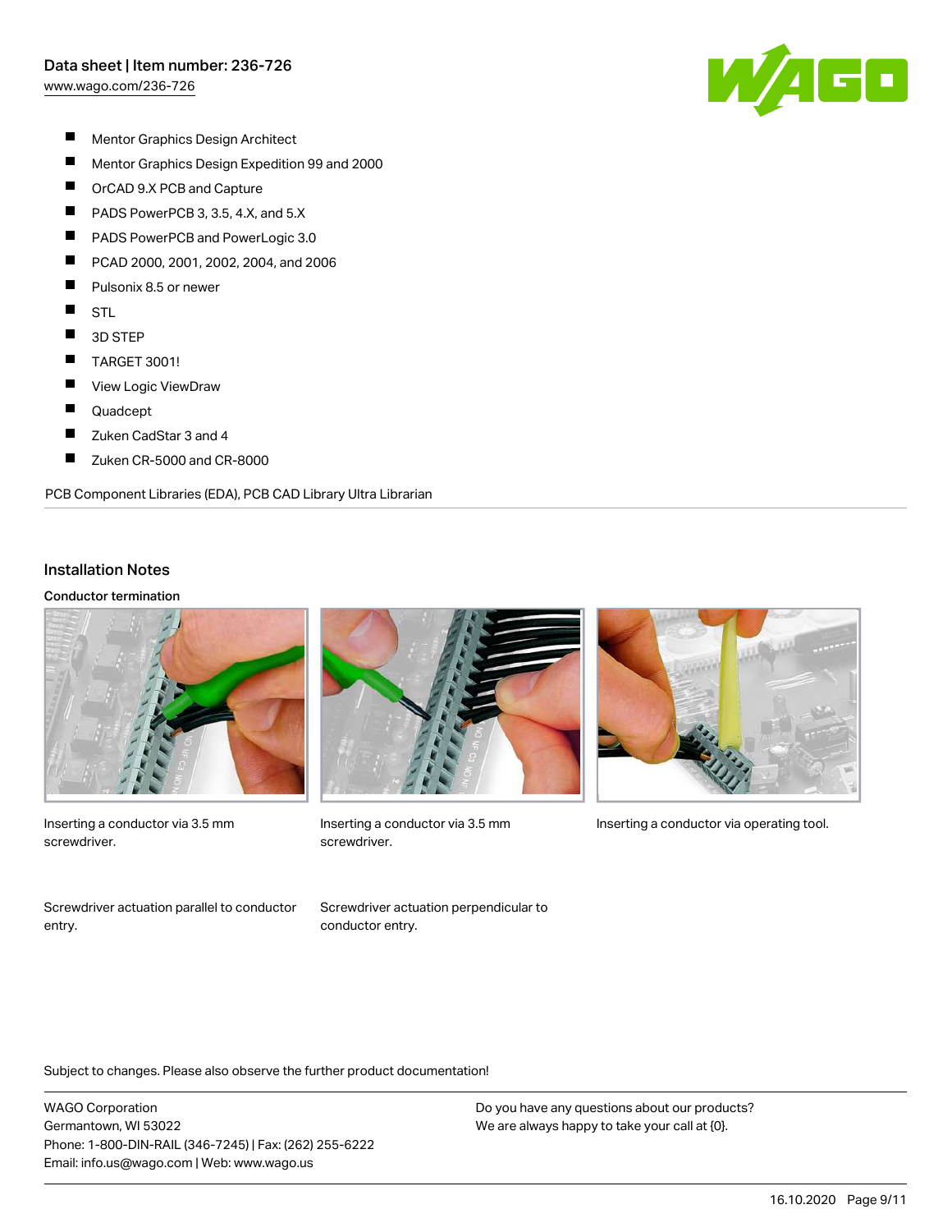- Mentor Graphics Design Architect
- Mentor Graphics Design Expedition 99 and 2000
- OrCAD 9.X PCB and Capture
- PADS PowerPCB 3, 3.5, 4.X, and 5.X
- PADS PowerPCB and PowerLogic 3.0
- PCAD 2000, 2001, 2002, 2004, and 2006
- Pulsonix 8.5 or newer
- STL
- 3D STEP
- TARGET 3001!
- View Logic ViewDraw
- Quadcept
- Zuken CadStar 3 and 4
- Zuken CR-5000 and CR-8000

PCB Component Libraries (EDA), PCB CAD Library Ultra Librarian

## Installation Notes

### Conductor termination

Inserting a conductor via 3.5 mm screwdriver.

Inserting a conductor via 3.5 mm screwdriver.

Inserting a conductor via operating tool.

Screwdriver actuation parallel to conductor entry.

Screwdriver actuation perpendicular to conductor entry.

Subject to changes. Please also observe the further product documentation!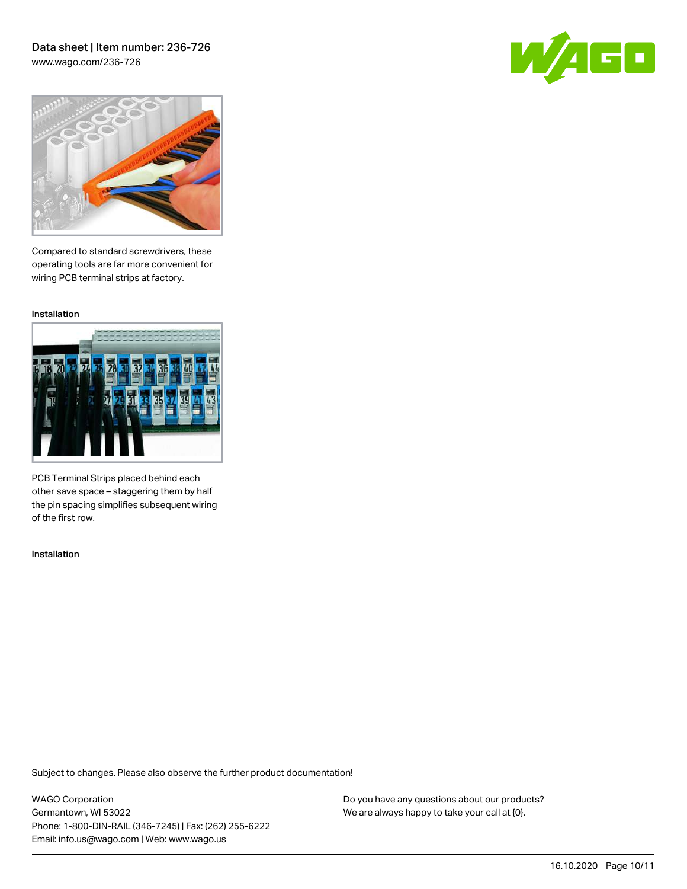Compared to standard screwdrivers, these operating tools are far more convenient for wiring PCB terminal strips at factory.

Installation

PCB Terminal Strips placed behind each other save space – staggering them by half the pin spacing simplifies subsequent wiring of the first row.

Installation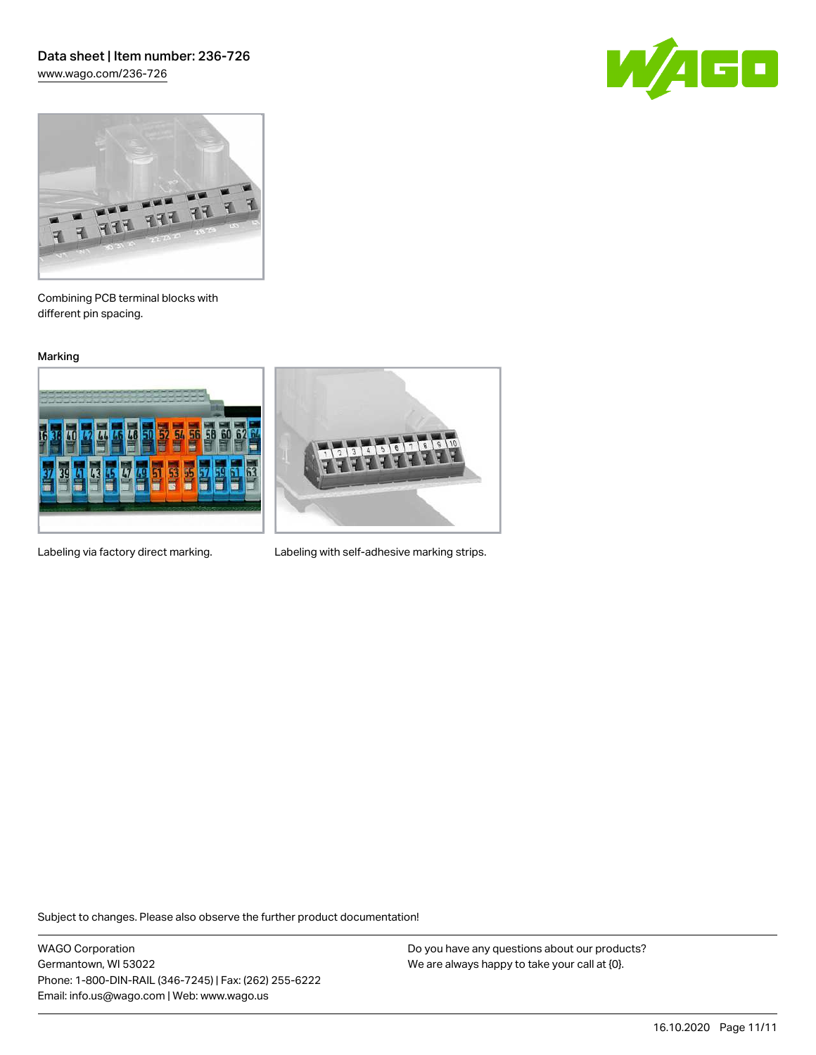Combining PCB terminal blocks with different pin spacing.

Marking

Labeling via factory direct marking.

Labeling with self-adhesive marking strips.

Subject to changes. Please also observe the further product documentation!

WAGO Corporation
Germantown, WI 53022
Phone: 1-800-DIN-RAIL (346-7245) | Fax: (262) 255-6222
Email: info.us@wago.com | Web: www.wago.us

Do you have any questions about our products?
We are always happy to take your call at {0}.